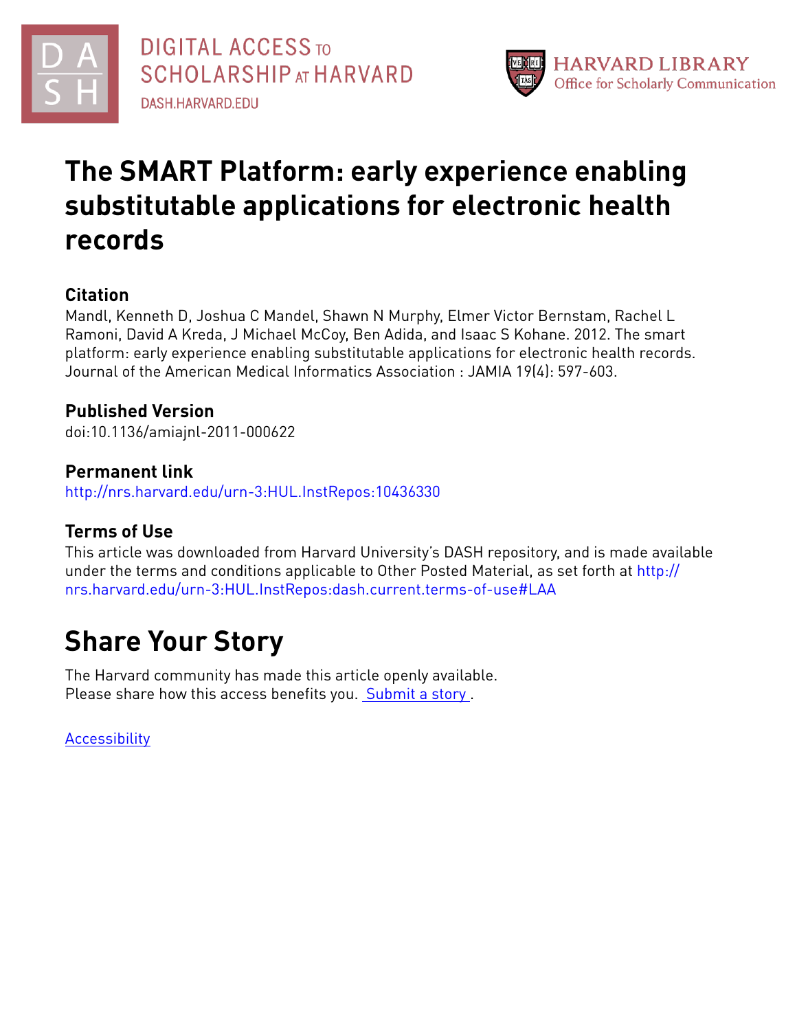# The SMART Platform: early experience enabling substitutable applications for electronic health records

## Citation

Mandl, Kenneth D, Joshua C Mandel, Shawn N Murphy, Elmer Victor Bernstam, Rachel L Ramoni, David A Kreda, J Michael McCoy, Ben Adida, and Isaac S Kohane. 2012. The smart platform: early experience enabling substitutable applications for electronic health records. Journal of the American Medical Informatics Association : JAMIA 19(4): 597-603.

## Published Version

doi:10.1136/amiajnl-2011-000622

## Permanent link

http://nrs.harvard.edu/urn-3:HUL.InstRepos:10436330

## Terms of Use

This article was downloaded from Harvard University's DASH repository, and is made available under the terms and conditions applicable to Other Posted Material, as set forth at http://nrs.harvard.edu/urn-3:HUL.InstRepos:dash.current.terms-of-use#LAA

# Share Your Story

The Harvard community has made this article openly available.
Please share how this access benefits you. Submit a story .

Accessibility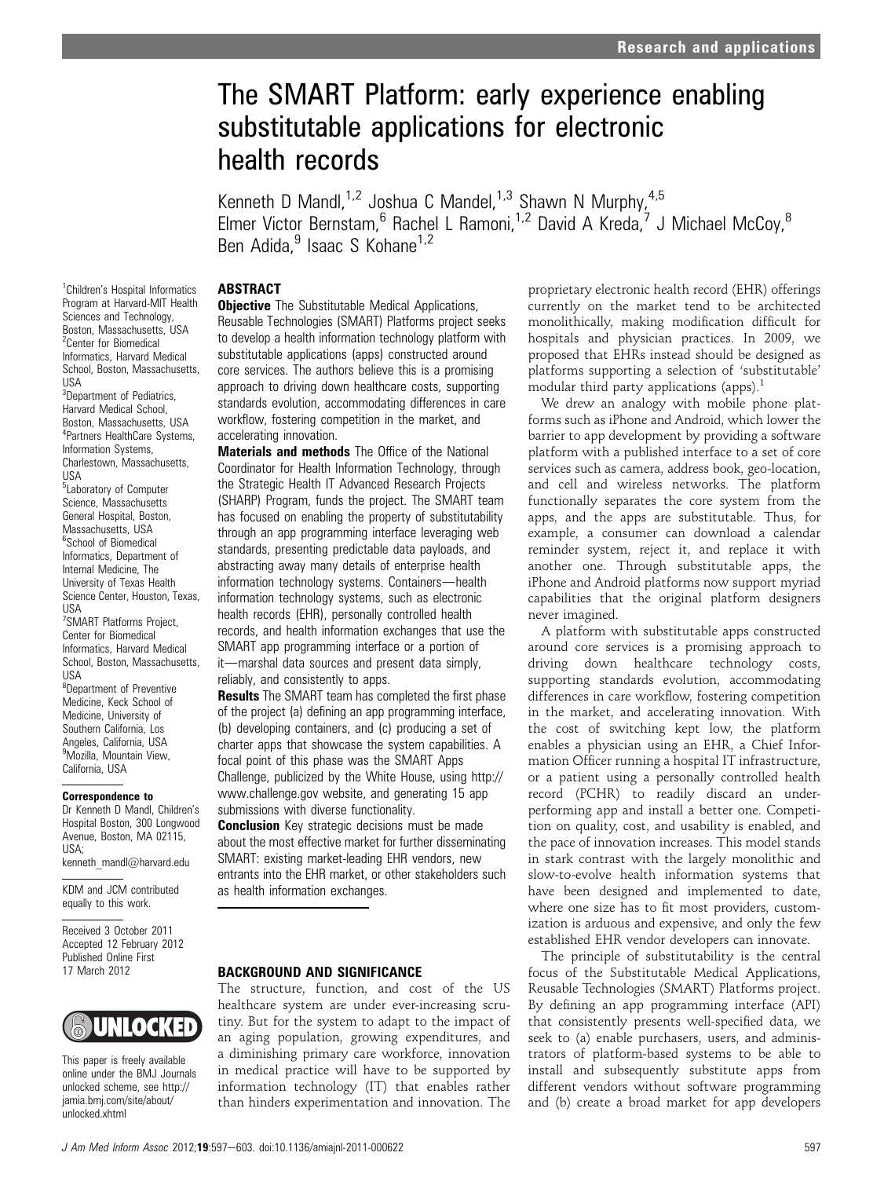# The SMART Platform: early experience enabling substitutable applications for electronic health records

Kenneth D Mandl,[1,2] Joshua C Mandel,[1,3] Shawn N Murphy,[4,5] Elmer Victor Bernstam,[6] Rachel L Ramoni,[1,2] David A Kreda,[7] J Michael McCoy,[8] Ben Adida,[9] Isaac S Kohane[1,2]

[1]Children's Hospital Informatics Program at Harvard-MIT Health Sciences and Technology, Boston, Massachusetts, USA
[2]Center for Biomedical Informatics, Harvard Medical School, Boston, Massachusetts, USA
[3]Department of Pediatrics, Harvard Medical School, Boston, Massachusetts, USA
[4]Partners HealthCare Systems, Information Systems, Charlestown, Massachusetts, USA
[5]Laboratory of Computer Science, Massachusetts General Hospital, Boston, Massachusetts, USA
[6]School of Biomedical Informatics, Department of Internal Medicine, The University of Texas Health Science Center, Houston, Texas, USA
[7]SMART Platforms Project, Center for Biomedical Informatics, Harvard Medical School, Boston, Massachusetts, USA
[8]Department of Preventive Medicine, Keck School of Medicine, University of Southern California, Los Angeles, California, USA
[9]Mozilla, Mountain View, California, USA

**Correspondence to**
Dr Kenneth D Mandl, Children's Hospital Boston, 300 Longwood Avenue, Boston, MA 02115, USA;
kenneth_mandl@harvard.edu

KDM and JCM contributed equally to this work.

Received 3 October 2011
Accepted 12 February 2012
Published Online First 17 March 2012

This paper is freely available online under the BMJ Journals unlocked scheme, see http://jamia.bmj.com/site/about/unlocked.xhtml

## ABSTRACT

**Objective** The Substitutable Medical Applications, Reusable Technologies (SMART) Platforms project seeks to develop a health information technology platform with substitutable applications (apps) constructed around core services. The authors believe this is a promising approach to driving down healthcare costs, supporting standards evolution, accommodating differences in care workflow, fostering competition in the market, and accelerating innovation.

**Materials and methods** The Office of the National Coordinator for Health Information Technology, through the Strategic Health IT Advanced Research Projects (SHARP) Program, funds the project. The SMART team has focused on enabling the property of substitutability through an app programming interface leveraging web standards, presenting predictable data payloads, and abstracting away many details of enterprise health information technology systems. Containers—health information technology systems, such as electronic health records (EHR), personally controlled health records, and health information exchanges that use the SMART app programming interface or a portion of it—marshal data sources and present data simply, reliably, and consistently to apps.

**Results** The SMART team has completed the first phase of the project (a) defining an app programming interface, (b) developing containers, and (c) producing a set of charter apps that showcase the system capabilities. A focal point of this phase was the SMART Apps Challenge, publicized by the White House, using http://www.challenge.gov website, and generating 15 app submissions with diverse functionality.

**Conclusion** Key strategic decisions must be made about the most effective market for further disseminating SMART: existing market-leading EHR vendors, new entrants into the EHR market, or other stakeholders such as health information exchanges.

## BACKGROUND AND SIGNIFICANCE

The structure, function, and cost of the US healthcare system are under ever-increasing scrutiny. But for the system to adapt to the impact of an aging population, growing expenditures, and a diminishing primary care workforce, innovation in medical practice will have to be supported by information technology (IT) that enables rather than hinders experimentation and innovation. The proprietary electronic health record (EHR) offerings currently on the market tend to be architected monolithically, making modification difficult for hospitals and physician practices. In 2009, we proposed that EHRs instead should be designed as platforms supporting a selection of 'substitutable' modular third party applications (apps).[1]

We drew an analogy with mobile phone platforms such as iPhone and Android, which lower the barrier to app development by providing a software platform with a published interface to a set of core services such as camera, address book, geo-location, and cell and wireless networks. The platform functionally separates the core system from the apps, and the apps are substitutable. Thus, for example, a consumer can download a calendar reminder system, reject it, and replace it with another one. Through substitutable apps, the iPhone and Android platforms now support myriad capabilities that the original platform designers never imagined.

A platform with substitutable apps constructed around core services is a promising approach to driving down healthcare technology costs, supporting standards evolution, accommodating differences in care workflow, fostering competition in the market, and accelerating innovation. With the cost of switching kept low, the platform enables a physician using an EHR, a Chief Information Officer running a hospital IT infrastructure, or a patient using a personally controlled health record (PCHR) to readily discard an underperforming app and install a better one. Competition on quality, cost, and usability is enabled, and the pace of innovation increases. This model stands in stark contrast with the largely monolithic and slow-to-evolve health information systems that have been designed and implemented to date, where one size has to fit most providers, customization is arduous and expensive, and only the few established EHR vendor developers can innovate.

The principle of substitutability is the central focus of the Substitutable Medical Applications, Reusable Technologies (SMART) Platforms project. By defining an app programming interface (API) that consistently presents well-specified data, we seek to (a) enable purchasers, users, and administrators of platform-based systems to be able to install and subsequently substitute apps from different vendors without software programming and (b) create a broad market for app developers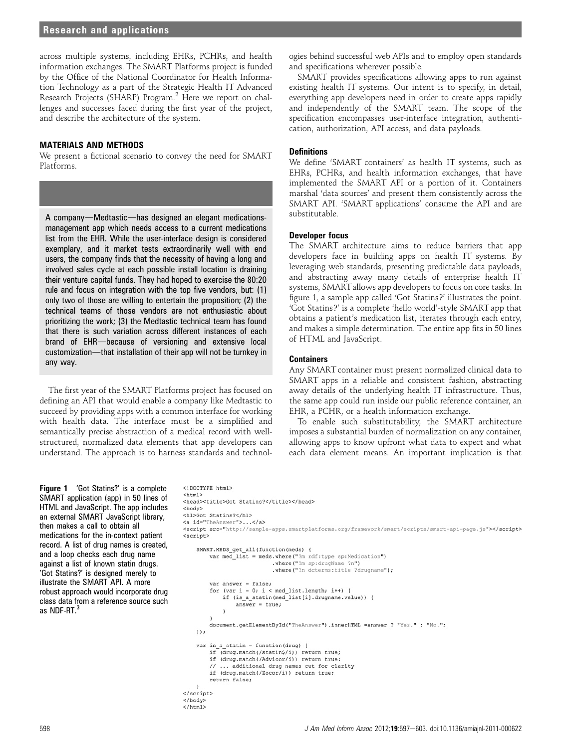across multiple systems, including EHRs, PCHRs, and health information exchanges. The SMART Platforms project is funded by the Office of the National Coordinator for Health Information Technology as a part of the Strategic Health IT Advanced Research Projects (SHARP) Program.[2] Here we report on challenges and successes faced during the first year of the project, and describe the architecture of the system.

## MATERIALS AND METHODS

We present a fictional scenario to convey the need for SMART Platforms.

> A company—Medtastic—has designed an elegant medications-management app which needs access to a current medications list from the EHR. While the user-interface design is considered exemplary, and it market tests extraordinarily well with end users, the company finds that the necessity of having a long and involved sales cycle at each possible install location is draining their venture capital funds. They had hoped to exercise the 80:20 rule and focus on integration with the top five vendors, but: (1) only two of those are willing to entertain the proposition; (2) the technical teams of those vendors are not enthusiastic about prioritizing the work; (3) the Medtastic technical team has found that there is such variation across different instances of each brand of EHR—because of versioning and extensive local customization—that installation of their app will not be turnkey in any way.

The first year of the SMART Platforms project has focused on defining an API that would enable a company like Medtastic to succeed by providing apps with a common interface for working with health data. The interface must be a simplified and semantically precise abstraction of a medical record with well-structured, normalized data elements that app developers can understand. The approach is to harness standards and technologies behind successful web APIs and to employ open standards and specifications wherever possible.

SMART provides specifications allowing apps to run against existing health IT systems. Our intent is to specify, in detail, everything app developers need in order to create apps rapidly and independently of the SMART team. The scope of the specification encompasses user-interface integration, authentication, authorization, API access, and data payloads.

### Definitions

We define 'SMART containers' as health IT systems, such as EHRs, PCHRs, and health information exchanges, that have implemented the SMART API or a portion of it. Containers marshal 'data sources' and present them consistently across the SMART API. 'SMART applications' consume the API and are substitutable.

### Developer focus

The SMART architecture aims to reduce barriers that app developers face in building apps on health IT systems. By leveraging web standards, presenting predictable data payloads, and abstracting away many details of enterprise health IT systems, SMART allows app developers to focus on core tasks. In figure 1, a sample app called 'Got Statins?' illustrates the point. 'Got Statins?' is a complete 'hello world'-style SMART app that obtains a patient's medication list, iterates through each entry, and makes a simple determination. The entire app fits in 50 lines of HTML and JavaScript.

### Containers

Any SMART container must present normalized clinical data to SMART apps in a reliable and consistent fashion, abstracting away details of the underlying health IT infrastructure. Thus, the same app could run inside our public reference container, an EHR, a PCHR, or a health information exchange.

To enable such substitutability, the SMART architecture imposes a substantial burden of normalization on any container, allowing apps to know upfront what data to expect and what each data element means. An important implication is that

```
<!DOCTYPE html>
<html>
<head><title>Got Statins?</title></head>
<body>
<h1>Got Statins?</h1>
<a id="TheAnswer">...</a>
<script src="http://sample-apps.smartplatforms.org/framework/smart/scripts/smart-api-page.js"></script>
<script>

    SMART.MEDS_get_all(function(meds) {
        var med_list = meds.where("?m rdf:type sp:Medication")
                           .where("?m sp:drugName ?n")
                           .where("?n dcterms:title ?drugname");

        var answer = false;
        for (var i = 0; i < med_list.length; i++) {
            if (is_a_statin(med_list[i].drugname.value)) {
                answer = true;
            }
        }
        document.getElementById("TheAnswer").innerHTML =answer ? "Yes." : "No.";
    });

    var is_a_statin = function(drug) {
        if (drug.match(/statin$/i)) return true;
        if (drug.match(/Advicor/i)) return true;
        // ... additional drug names cut for clarity
        if (drug.match(/Zocor/i)) return true;
        return false;
    }
</script>
</body>
</html>
```

**Figure 1** 'Got Statins?' is a complete SMART application (app) in 50 lines of HTML and JavaScript. The app includes an external SMART JavaScript library, then makes a call to obtain all medications for the in-context patient record. A list of drug names is created, and a loop checks each drug name against a list of known statin drugs. 'Got Statins?' is designed merely to illustrate the SMART API. A more robust approach would incorporate drug class data from a reference source such as NDF-RT.[3]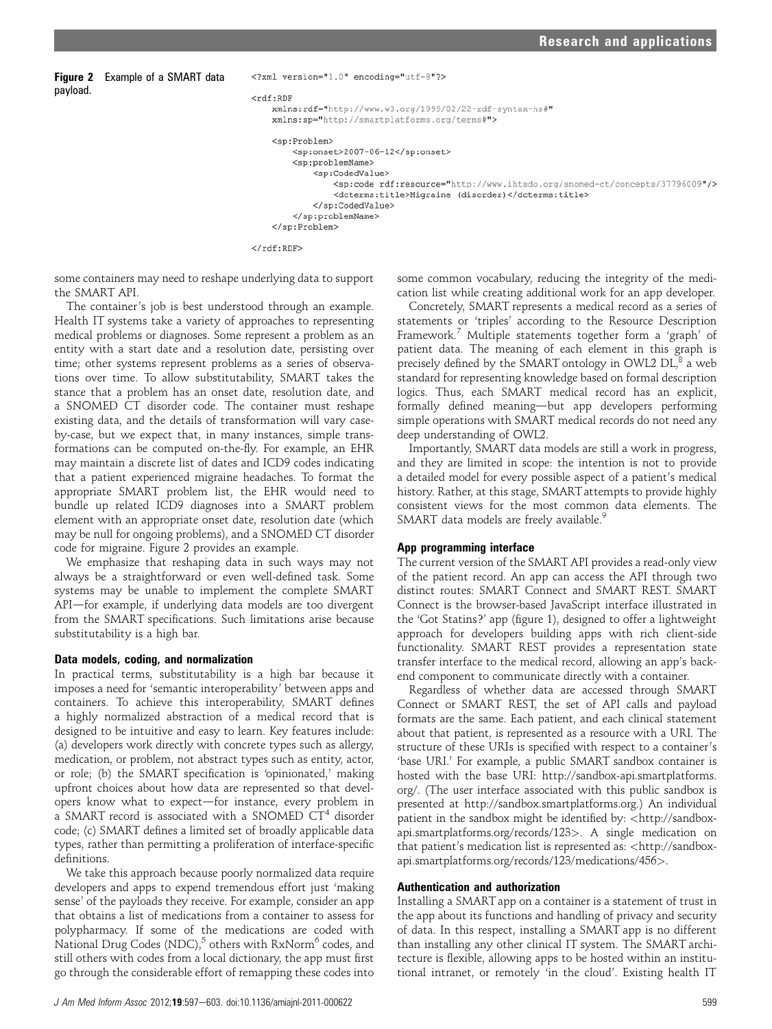**Figure 2** Example of a SMART data payload.

```
<?xml version="1.0" encoding="utf-8"?>

<rdf:RDF
    xmlns:rdf="http://www.w3.org/1999/02/22-rdf-syntax-ns#"
    xmlns:sp="http://smartplatforms.org/terms#">

    <sp:Problem>
        <sp:onset>2007-06-12</sp:onset>
        <sp:problemName>
            <sp:CodedValue>
                <sp:code rdf:resource="http://www.ihtsdo.org/snomed-ct/concepts/37796009"/>
                <dcterms:title>Migraine (disorder)</dcterms:title>
            </sp:CodedValue>
        </sp:problemName>
    </sp:Problem>

</rdf:RDF>
```

some containers may need to reshape underlying data to support the SMART API.

The container's job is best understood through an example. Health IT systems take a variety of approaches to representing medical problems or diagnoses. Some represent a problem as an entity with a start date and a resolution date, persisting over time; other systems represent problems as a series of observations over time. To allow substitutability, SMART takes the stance that a problem has an onset date, resolution date, and a SNOMED CT disorder code. The container must reshape existing data, and the details of transformation will vary case-by-case, but we expect that, in many instances, simple transformations can be computed on-the-fly. For example, an EHR may maintain a discrete list of dates and ICD9 codes indicating that a patient experienced migraine headaches. To format the appropriate SMART problem list, the EHR would need to bundle up related ICD9 diagnoses into a SMART problem element with an appropriate onset date, resolution date (which may be null for ongoing problems), and a SNOMED CT disorder code for migraine. Figure 2 provides an example.

We emphasize that reshaping data in such ways may not always be a straightforward or even well-defined task. Some systems may be unable to implement the complete SMART API—for example, if underlying data models are too divergent from the SMART specifications. Such limitations arise because substitutability is a high bar.

### Data models, coding, and normalization

In practical terms, substitutability is a high bar because it imposes a need for 'semantic interoperability' between apps and containers. To achieve this interoperability, SMART defines a highly normalized abstraction of a medical record that is designed to be intuitive and easy to learn. Key features include: (a) developers work directly with concrete types such as allergy, medication, or problem, not abstract types such as entity, actor, or role; (b) the SMART specification is 'opinionated,' making upfront choices about how data are represented so that developers know what to expect—for instance, every problem in a SMART record is associated with a SNOMED CT[4] disorder code; (c) SMART defines a limited set of broadly applicable data types, rather than permitting a proliferation of interface-specific definitions.

We take this approach because poorly normalized data require developers and apps to expend tremendous effort just 'making sense' of the payloads they receive. For example, consider an app that obtains a list of medications from a container to assess for polypharmacy. If some of the medications are coded with National Drug Codes (NDC),[5] others with RxNorm[6] codes, and still others with codes from a local dictionary, the app must first go through the considerable effort of remapping these codes into some common vocabulary, reducing the integrity of the medication list while creating additional work for an app developer.

Concretely, SMART represents a medical record as a series of statements or 'triples' according to the Resource Description Framework.[7] Multiple statements together form a 'graph' of patient data. The meaning of each element in this graph is precisely defined by the SMART ontology in OWL2 DL,[8] a web standard for representing knowledge based on formal description logics. Thus, each SMART medical record has an explicit, formally defined meaning—but app developers performing simple operations with SMART medical records do not need any deep understanding of OWL2.

Importantly, SMART data models are still a work in progress, and they are limited in scope: the intention is not to provide a detailed model for every possible aspect of a patient's medical history. Rather, at this stage, SMART attempts to provide highly consistent views for the most common data elements. The SMART data models are freely available.[9]

### App programming interface

The current version of the SMART API provides a read-only view of the patient record. An app can access the API through two distinct routes: SMART Connect and SMART REST. SMART Connect is the browser-based JavaScript interface illustrated in the 'Got Statins?' app (figure 1), designed to offer a lightweight approach for developers building apps with rich client-side functionality. SMART REST provides a representation state transfer interface to the medical record, allowing an app's back-end component to communicate directly with a container.

Regardless of whether data are accessed through SMART Connect or SMART REST, the set of API calls and payload formats are the same. Each patient, and each clinical statement about that patient, is represented as a resource with a URI. The structure of these URIs is specified with respect to a container's 'base URI.' For example, a public SMART sandbox container is hosted with the base URI: http://sandbox-api.smartplatforms.org/. (The user interface associated with this public sandbox is presented at http://sandbox.smartplatforms.org.) An individual patient in the sandbox might be identified by: <http://sandbox-api.smartplatforms.org/records/123>. A single medication on that patient's medication list is represented as: <http://sandbox-api.smartplatforms.org/records/123/medications/456>.

### Authentication and authorization

Installing a SMART app on a container is a statement of trust in the app about its functions and handling of privacy and security of data. In this respect, installing a SMART app is no different than installing any other clinical IT system. The SMART architecture is flexible, allowing apps to be hosted within an institutional intranet, or remotely 'in the cloud'. Existing health IT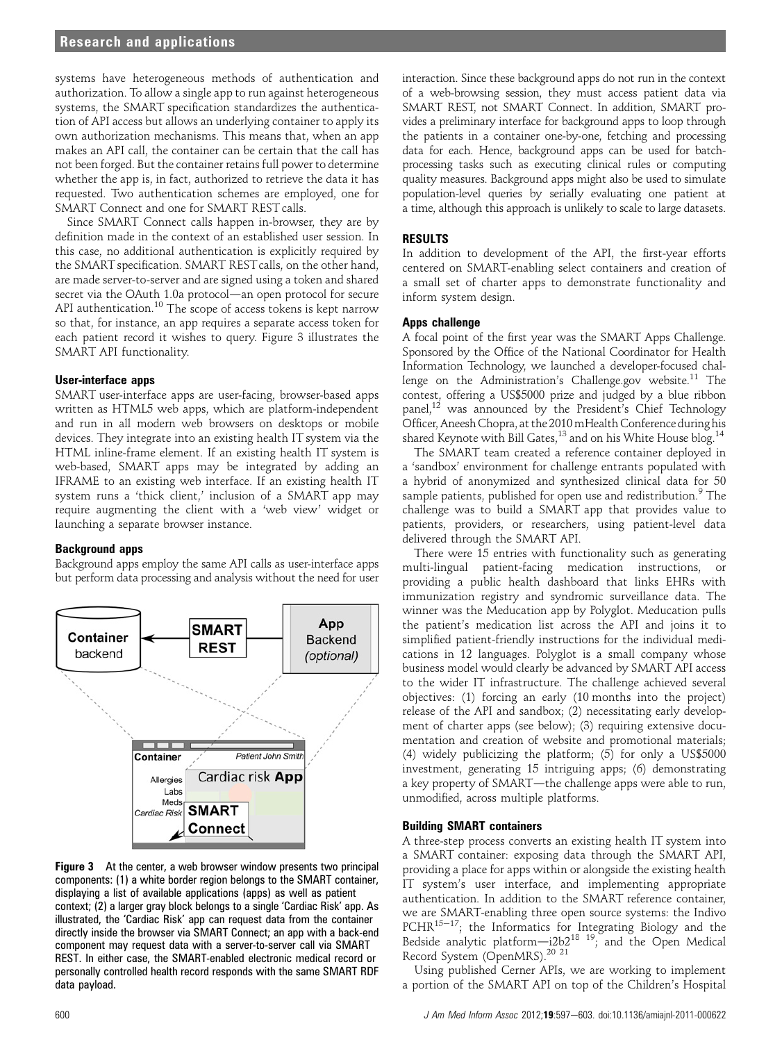systems have heterogeneous methods of authentication and authorization. To allow a single app to run against heterogeneous systems, the SMART specification standardizes the authentication of API access but allows an underlying container to apply its own authorization mechanisms. This means that, when an app makes an API call, the container can be certain that the call has not been forged. But the container retains full power to determine whether the app is, in fact, authorized to retrieve the data it has requested. Two authentication schemes are employed, one for SMART Connect and one for SMART REST calls.

Since SMART Connect calls happen in-browser, they are by definition made in the context of an established user session. In this case, no additional authentication is explicitly required by the SMART specification. SMART REST calls, on the other hand, are made server-to-server and are signed using a token and shared secret via the OAuth 1.0a protocol—an open protocol for secure API authentication.[10] The scope of access tokens is kept narrow so that, for instance, an app requires a separate access token for each patient record it wishes to query. Figure 3 illustrates the SMART API functionality.

### User-interface apps

SMART user-interface apps are user-facing, browser-based apps written as HTML5 web apps, which are platform-independent and run in all modern web browsers on desktops or mobile devices. They integrate into an existing health IT system via the HTML inline-frame element. If an existing health IT system is web-based, SMART apps may be integrated by adding an IFRAME to an existing web interface. If an existing health IT system runs a 'thick client,' inclusion of a SMART app may require augmenting the client with a 'web view' widget or launching a separate browser instance.

### Background apps

Background apps employ the same API calls as user-interface apps but perform data processing and analysis without the need for user interaction. Since these background apps do not run in the context of a web-browsing session, they must access patient data via SMART REST, not SMART Connect. In addition, SMART provides a preliminary interface for background apps to loop through the patients in a container one-by-one, fetching and processing data for each. Hence, background apps can be used for batch-processing tasks such as executing clinical rules or computing quality measures. Background apps might also be used to simulate population-level queries by serially evaluating one patient at a time, although this approach is unlikely to scale to large datasets.

**Figure 3** At the center, a web browser window presents two principal components: (1) a white border region belongs to the SMART container, displaying a list of available applications (apps) as well as patient context; (2) a larger gray block belongs to a single 'Cardiac Risk' app. As illustrated, the 'Cardiac Risk' app can request data from the container directly inside the browser via SMART Connect; an app with a back-end component may request data with a server-to-server call via SMART REST. In either case, the SMART-enabled electronic medical record or personally controlled health record responds with the same SMART RDF data payload.

## RESULTS

In addition to development of the API, the first-year efforts centered on SMART-enabling select containers and creation of a small set of charter apps to demonstrate functionality and inform system design.

### Apps challenge

A focal point of the first year was the SMART Apps Challenge. Sponsored by the Office of the National Coordinator for Health Information Technology, we launched a developer-focused challenge on the Administration's Challenge.gov website.[11] The contest, offering a US$5000 prize and judged by a blue ribbon panel,[12] was announced by the President's Chief Technology Officer, Aneesh Chopra, at the 2010 mHealth Conference during his shared Keynote with Bill Gates,[13] and on his White House blog.[14]

The SMART team created a reference container deployed in a 'sandbox' environment for challenge entrants populated with a hybrid of anonymized and synthesized clinical data for 50 sample patients, published for open use and redistribution.[9] The challenge was to build a SMART app that provides value to patients, providers, or researchers, using patient-level data delivered through the SMART API.

There were 15 entries with functionality such as generating multi-lingual patient-facing medication instructions, or providing a public health dashboard that links EHRs with immunization registry and syndromic surveillance data. The winner was the Meducation app by Polyglot. Meducation pulls the patient's medication list across the API and joins it to simplified patient-friendly instructions for the individual medications in 12 languages. Polyglot is a small company whose business model would clearly be advanced by SMART API access to the wider IT infrastructure. The challenge achieved several objectives: (1) forcing an early (10 months into the project) release of the API and sandbox; (2) necessitating early development of charter apps (see below); (3) requiring extensive documentation and creation of website and promotional materials; (4) widely publicizing the platform; (5) for only a US$5000 investment, generating 15 intriguing apps; (6) demonstrating a key property of SMART—the challenge apps were able to run, unmodified, across multiple platforms.

### Building SMART containers

A three-step process converts an existing health IT system into a SMART container: exposing data through the SMART API, providing a place for apps within or alongside the existing health IT system's user interface, and implementing appropriate authentication. In addition to the SMART reference container, we are SMART-enabling three open source systems: the Indivo PCHR[15–17]; the Informatics for Integrating Biology and the Bedside analytic platform—i2b2[18 19]; and the Open Medical Record System (OpenMRS).[20 21]

Using published Cerner APIs, we are working to implement a portion of the SMART API on top of the Children's Hospital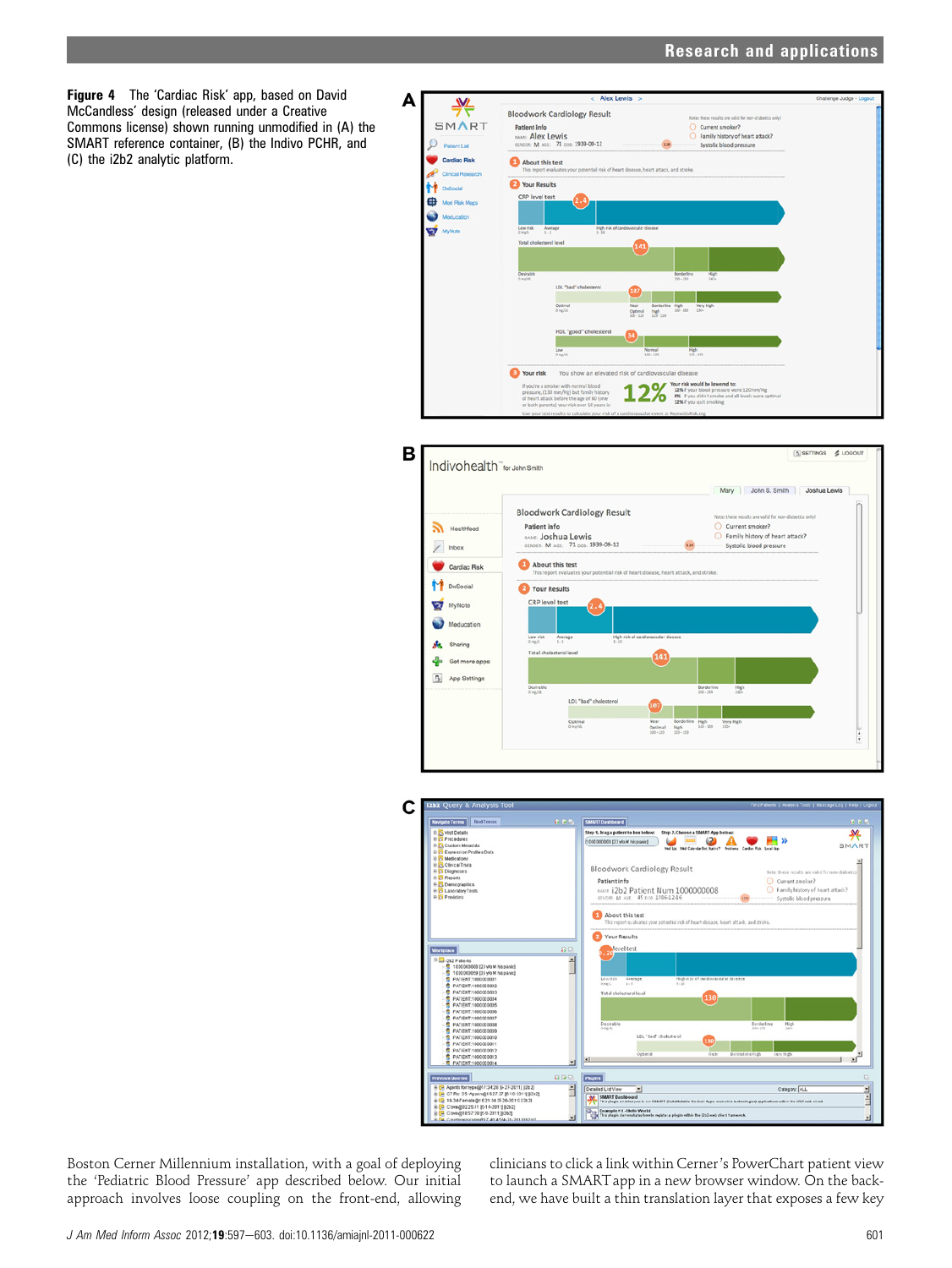**Figure 4** The 'Cardiac Risk' app, based on David McCandless' design (released under a Creative Commons license) shown running unmodified in (A) the SMART reference container, (B) the Indivo PCHR, and (C) the i2b2 analytic platform.

Boston Cerner Millennium installation, with a goal of deploying the 'Pediatric Blood Pressure' app described below. Our initial approach involves loose coupling on the front-end, allowing clinicians to click a link within Cerner's PowerChart patient view to launch a SMART app in a new browser window. On the back-end, we have built a thin translation layer that exposes a few key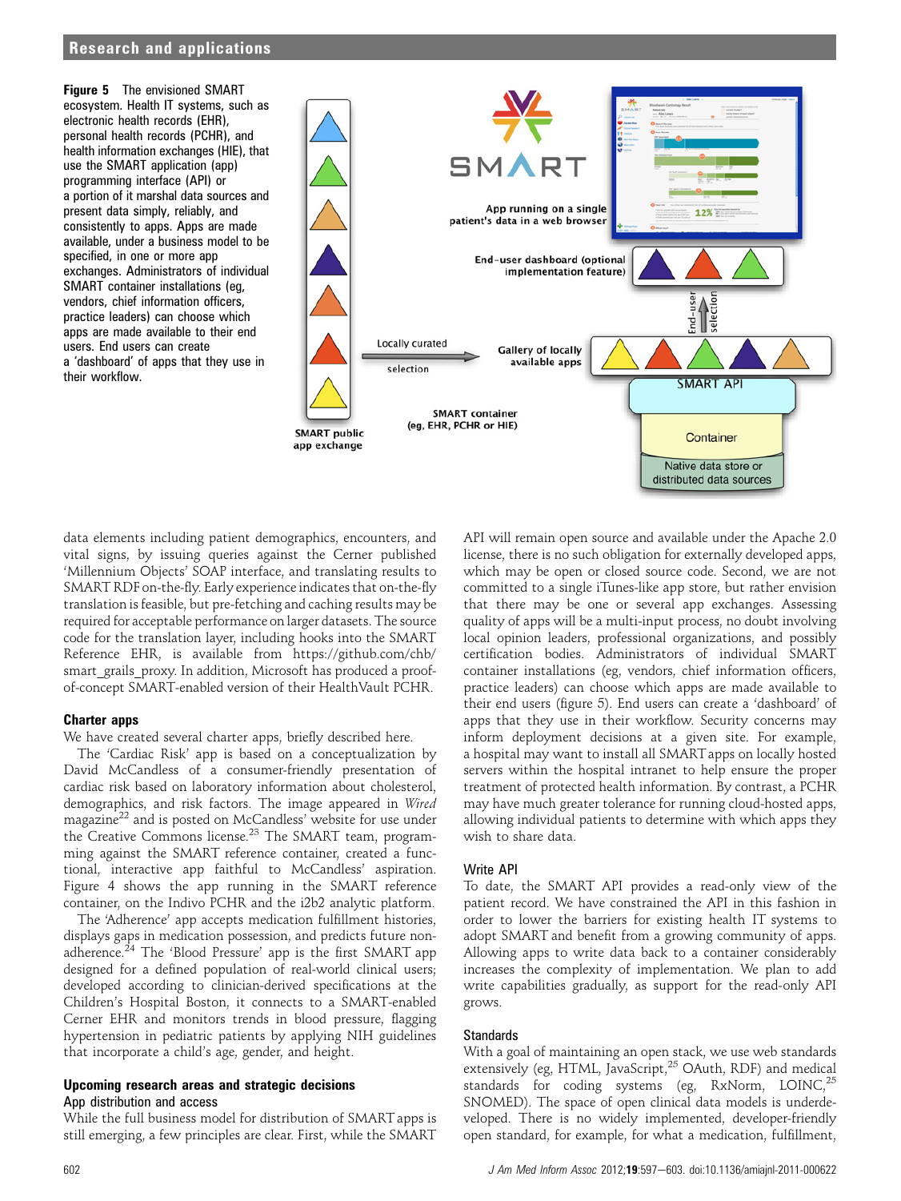**Figure 5** The envisioned SMART ecosystem. Health IT systems, such as electronic health records (EHR), personal health records (PCHR), and health information exchanges (HIE), that use the SMART application (app) programming interface (API) or a portion of it marshal data sources and present data simply, reliably, and consistently to apps. Apps are made available, under a business model to be specified, in one or more app exchanges. Administrators of individual SMART container installations (eg, vendors, chief information officers, practice leaders) can choose which apps are made available to their end users. End users can create a 'dashboard' of apps that they use in their workflow.

SMART

App running on a single patient's data in a web browser

End-user dashboard (optional implementation feature)

End-user selection

Locally curated selection

Gallery of locally available apps

SMART API

Container

Native data store or distributed data sources

SMART container (eg, EHR, PCHR or HIE)

SMART public app exchange

data elements including patient demographics, encounters, and vital signs, by issuing queries against the Cerner published 'Millennium Objects' SOAP interface, and translating results to SMART RDF on-the-fly. Early experience indicates that on-the-fly translation is feasible, but pre-fetching and caching results may be required for acceptable performance on larger datasets. The source code for the translation layer, including hooks into the SMART Reference EHR, is available from https://github.com/chb/smart_grails_proxy. In addition, Microsoft has produced a proof-of-concept SMART-enabled version of their HealthVault PCHR.

### Charter apps

We have created several charter apps, briefly described here.

The 'Cardiac Risk' app is based on a conceptualization by David McCandless of a consumer-friendly presentation of cardiac risk based on laboratory information about cholesterol, demographics, and risk factors. The image appeared in *Wired* magazine[22] and is posted on McCandless' website for use under the Creative Commons license.[23] The SMART team, programming against the SMART reference container, created a functional, interactive app faithful to McCandless' aspiration. Figure 4 shows the app running in the SMART reference container, on the Indivo PCHR and the i2b2 analytic platform.

The 'Adherence' app accepts medication fulfillment histories, displays gaps in medication possession, and predicts future non-adherence.[24] The 'Blood Pressure' app is the first SMART app designed for a defined population of real-world clinical users; developed according to clinician-derived specifications at the Children's Hospital Boston, it connects to a SMART-enabled Cerner EHR and monitors trends in blood pressure, flagging hypertension in pediatric patients by applying NIH guidelines that incorporate a child's age, gender, and height.

### Upcoming research areas and strategic decisions

#### App distribution and access

While the full business model for distribution of SMART apps is still emerging, a few principles are clear. First, while the SMART API will remain open source and available under the Apache 2.0 license, there is no such obligation for externally developed apps, which may be open or closed source code. Second, we are not committed to a single iTunes-like app store, but rather envision that there may be one or several app exchanges. Assessing quality of apps will be a multi-input process, no doubt involving local opinion leaders, professional organizations, and possibly certification bodies. Administrators of individual SMART container installations (eg, vendors, chief information officers, practice leaders) can choose which apps are made available to their end users (figure 5). End users can create a 'dashboard' of apps that they use in their workflow. Security concerns may inform deployment decisions at a given site. For example, a hospital may want to install all SMART apps on locally hosted servers within the hospital intranet to help ensure the proper treatment of protected health information. By contrast, a PCHR may have much greater tolerance for running cloud-hosted apps, allowing individual patients to determine with which apps they wish to share data.

#### Write API

To date, the SMART API provides a read-only view of the patient record. We have constrained the API in this fashion in order to lower the barriers for existing health IT systems to adopt SMART and benefit from a growing community of apps. Allowing apps to write data back to a container considerably increases the complexity of implementation. We plan to add write capabilities gradually, as support for the read-only API grows.

#### Standards

With a goal of maintaining an open stack, we use web standards extensively (eg, HTML, JavaScript,[25] OAuth, RDF) and medical standards for coding systems (eg, RxNorm, LOINC,[25] SNOMED). The space of open clinical data models is underdeveloped. There is no widely implemented, developer-friendly open standard, for example, for what a medication, fulfillment,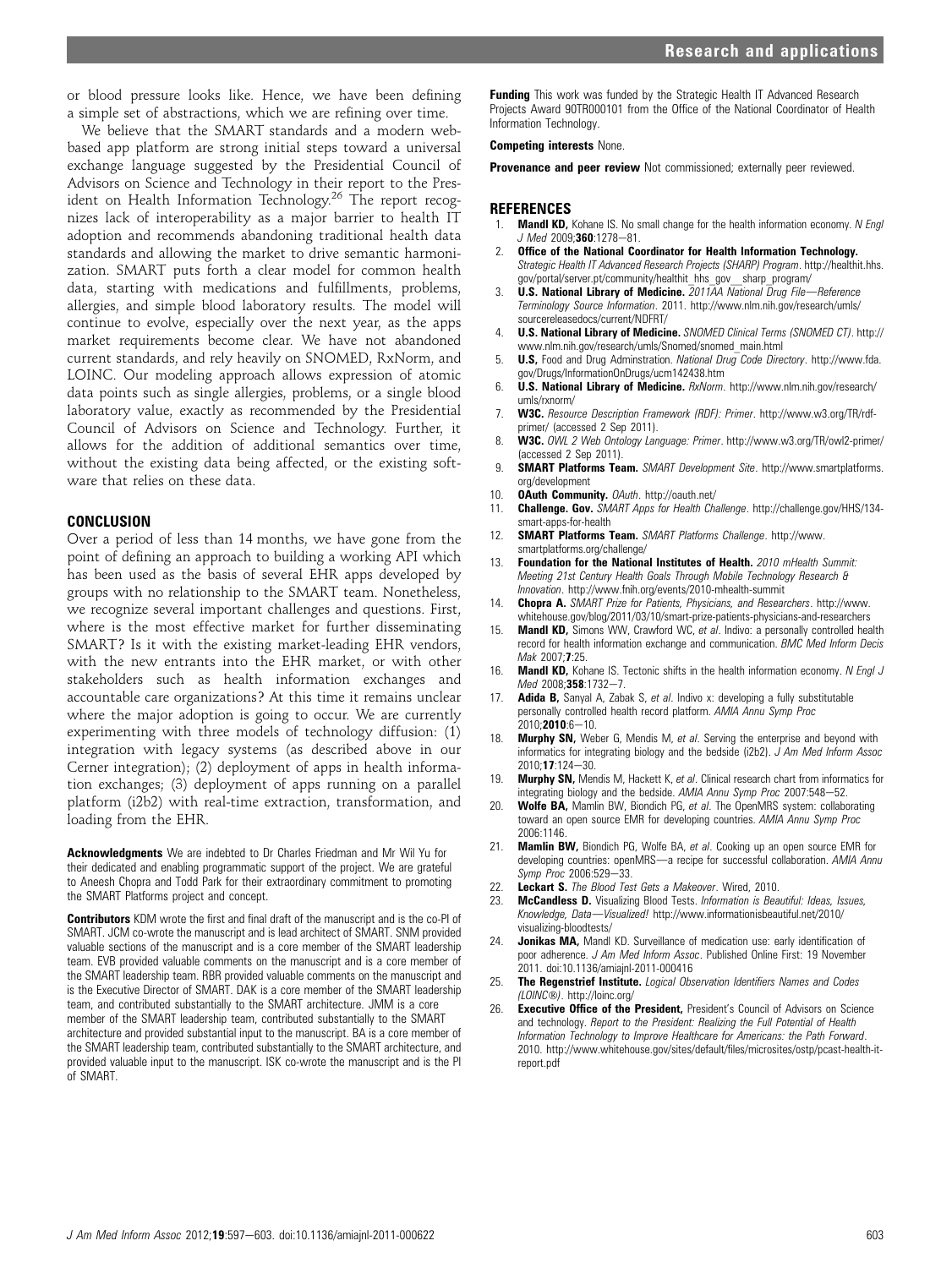or blood pressure looks like. Hence, we have been defining a simple set of abstractions, which we are refining over time.

We believe that the SMART standards and a modern web-based app platform are strong initial steps toward a universal exchange language suggested by the Presidential Council of Advisors on Science and Technology in their report to the President on Health Information Technology.[26] The report recognizes lack of interoperability as a major barrier to health IT adoption and recommends abandoning traditional health data standards and allowing the market to drive semantic harmonization. SMART puts forth a clear model for common health data, starting with medications and fulfillments, problems, allergies, and simple blood laboratory results. The model will continue to evolve, especially over the next year, as the apps market requirements become clear. We have not abandoned current standards, and rely heavily on SNOMED, RxNorm, and LOINC. Our modeling approach allows expression of atomic data points such as single allergies, problems, or a single blood laboratory value, exactly as recommended by the Presidential Council of Advisors on Science and Technology. Further, it allows for the addition of additional semantics over time, without the existing data being affected, or the existing software that relies on these data.

## CONCLUSION

Over a period of less than 14 months, we have gone from the point of defining an approach to building a working API which has been used as the basis of several EHR apps developed by groups with no relationship to the SMART team. Nonetheless, we recognize several important challenges and questions. First, where is the most effective market for further disseminating SMART? Is it with the existing market-leading EHR vendors, with the new entrants into the EHR market, or with other stakeholders such as health information exchanges and accountable care organizations? At this time it remains unclear where the major adoption is going to occur. We are currently experimenting with three models of technology diffusion: (1) integration with legacy systems (as described above in our Cerner integration); (2) deployment of apps in health information exchanges; (3) deployment of apps running on a parallel platform (i2b2) with real-time extraction, transformation, and loading from the EHR.

**Acknowledgments** We are indebted to Dr Charles Friedman and Mr Wil Yu for their dedicated and enabling programmatic support of the project. We are grateful to Aneesh Chopra and Todd Park for their extraordinary commitment to promoting the SMART Platforms project and concept.

**Contributors** KDM wrote the first and final draft of the manuscript and is the co-PI of SMART. JCM co-wrote the manuscript and is lead architect of SMART. SNM provided valuable sections of the manuscript and is a core member of the SMART leadership team. EVB provided valuable comments on the manuscript and is a core member of the SMART leadership team. RBR provided valuable comments on the manuscript and is the Executive Director of SMART. DAK is a core member of the SMART leadership team, and contributed substantially to the SMART architecture. JMM is a core member of the SMART leadership team, contributed substantially to the SMART architecture and provided substantial input to the manuscript. BA is a core member of the SMART leadership team, contributed substantially to the SMART architecture, and provided valuable input to the manuscript. ISK co-wrote the manuscript and is the PI of SMART.

**Funding** This work was funded by the Strategic Health IT Advanced Research Projects Award 90TR000101 from the Office of the National Coordinator of Health Information Technology.

**Competing interests** None.

**Provenance and peer review** Not commissioned; externally peer reviewed.

## REFERENCES

1. **Mandl KD,** Kohane IS. No small change for the health information economy. *N Engl J Med* 2009;**360**:1278–81.
2. **Office of the National Coordinator for Health Information Technology.** *Strategic Health IT Advanced Research Projects (SHARP) Program*. http://healthit.hhs.gov/portal/server.pt/community/healthit_hhs_gov__sharp_program/
3. **U.S. National Library of Medicine.** *2011AA National Drug File—Reference Terminology Source Information*. 2011. http://www.nlm.nih.gov/research/umls/sourcereleasedocs/current/NDFRT/
4. **U.S. National Library of Medicine.** *SNOMED Clinical Terms (SNOMED CT)*. http://www.nlm.nih.gov/research/umls/Snomed/snomed_main.html
5. **U.S,** Food and Drug Adminstration. *National Drug Code Directory*. http://www.fda.gov/Drugs/InformationOnDrugs/ucm142438.htm
6. **U.S. National Library of Medicine.** *RxNorm*. http://www.nlm.nih.gov/research/umls/rxnorm/
7. **W3C.** *Resource Description Framework (RDF): Primer*. http://www.w3.org/TR/rdf-primer/ (accessed 2 Sep 2011).
8. **W3C.** *OWL 2 Web Ontology Language: Primer*. http://www.w3.org/TR/owl2-primer/ (accessed 2 Sep 2011).
9. **SMART Platforms Team.** *SMART Development Site*. http://www.smartplatforms.org/development
10. **OAuth Community.** *OAuth*. http://oauth.net/
11. **Challenge. Gov.** *SMART Apps for Health Challenge*. http://challenge.gov/HHS/134-smart-apps-for-health
12. **SMART Platforms Team.** *SMART Platforms Challenge*. http://www.smartplatforms.org/challenge/
13. **Foundation for the National Institutes of Health.** *2010 mHealth Summit: Meeting 21st Century Health Goals Through Mobile Technology Research & Innovation*. http://www.fnih.org/events/2010-mhealth-summit
14. **Chopra A.** *SMART Prize for Patients, Physicians, and Researchers*. http://www.whitehouse.gov/blog/2011/03/10/smart-prize-patients-physicians-and-researchers
15. **Mandl KD,** Simons WW, Crawford WC, *et al*. Indivo: a personally controlled health record for health information exchange and communication. *BMC Med Inform Decis Mak* 2007;**7**:25.
16. **Mandl KD,** Kohane IS. Tectonic shifts in the health information economy. *N Engl J Med* 2008;**358**:1732–7.
17. **Adida B,** Sanyal A, Zabak S, *et al*. Indivo x: developing a fully substitutable personally controlled health record platform. *AMIA Annu Symp Proc* 2010;**2010**:6–10.
18. **Murphy SN,** Weber G, Mendis M, *et al*. Serving the enterprise and beyond with informatics for integrating biology and the bedside (i2b2). *J Am Med Inform Assoc* 2010;**17**:124–30.
19. **Murphy SN,** Mendis M, Hackett K, *et al*. Clinical research chart from informatics for integrating biology and the bedside. *AMIA Annu Symp Proc* 2007:548–52.
20. **Wolfe BA,** Mamlin BW, Biondich PG, *et al*. The OpenMRS system: collaborating toward an open source EMR for developing countries. *AMIA Annu Symp Proc* 2006:1146.
21. **Mamlin BW,** Biondich PG, Wolfe BA, *et al*. Cooking up an open source EMR for developing countries: openMRS—a recipe for successful collaboration. *AMIA Annu Symp Proc* 2006:529–33.
22. **Leckart S.** *The Blood Test Gets a Makeover*. Wired, 2010.
23. **McCandless D.** Visualizing Blood Tests. *Information is Beautiful: Ideas, Issues, Knowledge, Data—Visualized!* http://www.informationisbeautiful.net/2010/visualizing-bloodtests/
24. **Jonikas MA,** Mandl KD. Surveillance of medication use: early identification of poor adherence. *J Am Med Inform Assoc*. Published Online First: 19 November 2011. doi:10.1136/amiajnl-2011-000416
25. **The Regenstrief Institute.** *Logical Observation Identifiers Names and Codes (LOINC®)*. http://loinc.org/
26. **Executive Office of the President,** President's Council of Advisors on Science and technology. *Report to the President: Realizing the Full Potential of Health Information Technology to Improve Healthcare for Americans: the Path Forward*. 2010. http://www.whitehouse.gov/sites/default/files/microsites/ostp/pcast-health-it-report.pdf